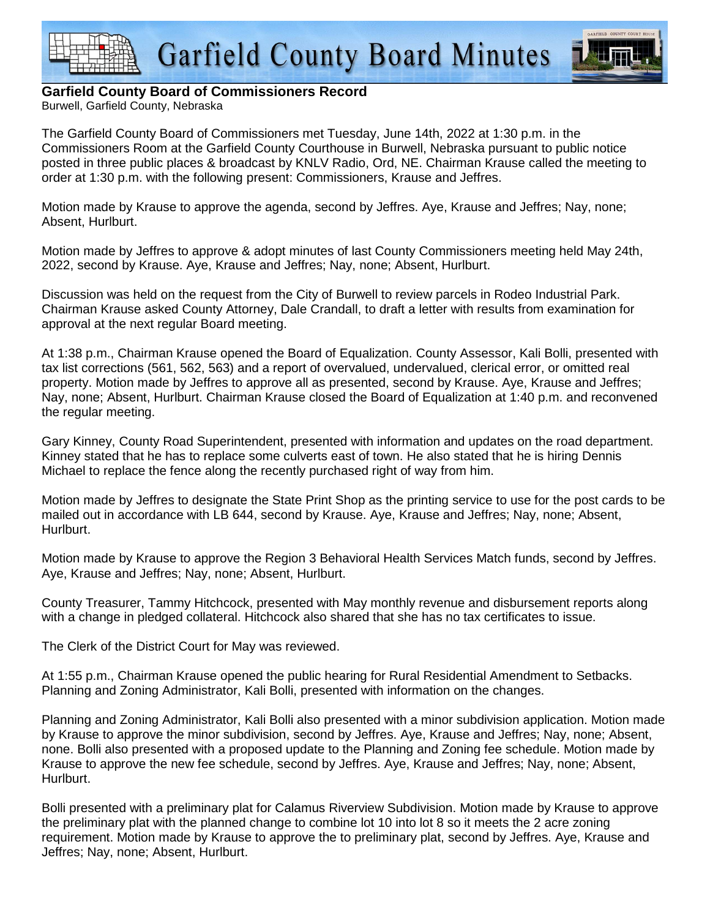# Garfield County Board Minutes

**Garfield County Board of Commissioners Record**
Burwell, Garfield County, Nebraska

The Garfield County Board of Commissioners met Tuesday, June 14th, 2022 at 1:30 p.m. in the Commissioners Room at the Garfield County Courthouse in Burwell, Nebraska pursuant to public notice posted in three public places & broadcast by KNLV Radio, Ord, NE. Chairman Krause called the meeting to order at 1:30 p.m. with the following present: Commissioners, Krause and Jeffres.

Motion made by Krause to approve the agenda, second by Jeffres. Aye, Krause and Jeffres; Nay, none; Absent, Hurlburt.

Motion made by Jeffres to approve & adopt minutes of last County Commissioners meeting held May 24th, 2022, second by Krause. Aye, Krause and Jeffres; Nay, none; Absent, Hurlburt.

Discussion was held on the request from the City of Burwell to review parcels in Rodeo Industrial Park. Chairman Krause asked County Attorney, Dale Crandall, to draft a letter with results from examination for approval at the next regular Board meeting.

At 1:38 p.m., Chairman Krause opened the Board of Equalization. County Assessor, Kali Bolli, presented with tax list corrections (561, 562, 563) and a report of overvalued, undervalued, clerical error, or omitted real property. Motion made by Jeffres to approve all as presented, second by Krause. Aye, Krause and Jeffres; Nay, none; Absent, Hurlburt. Chairman Krause closed the Board of Equalization at 1:40 p.m. and reconvened the regular meeting.

Gary Kinney, County Road Superintendent, presented with information and updates on the road department. Kinney stated that he has to replace some culverts east of town. He also stated that he is hiring Dennis Michael to replace the fence along the recently purchased right of way from him.

Motion made by Jeffres to designate the State Print Shop as the printing service to use for the post cards to be mailed out in accordance with LB 644, second by Krause. Aye, Krause and Jeffres; Nay, none; Absent, Hurlburt.

Motion made by Krause to approve the Region 3 Behavioral Health Services Match funds, second by Jeffres. Aye, Krause and Jeffres; Nay, none; Absent, Hurlburt.

County Treasurer, Tammy Hitchcock, presented with May monthly revenue and disbursement reports along with a change in pledged collateral. Hitchcock also shared that she has no tax certificates to issue.

The Clerk of the District Court for May was reviewed.

At 1:55 p.m., Chairman Krause opened the public hearing for Rural Residential Amendment to Setbacks. Planning and Zoning Administrator, Kali Bolli, presented with information on the changes.

Planning and Zoning Administrator, Kali Bolli also presented with a minor subdivision application. Motion made by Krause to approve the minor subdivision, second by Jeffres. Aye, Krause and Jeffres; Nay, none; Absent, none. Bolli also presented with a proposed update to the Planning and Zoning fee schedule. Motion made by Krause to approve the new fee schedule, second by Jeffres. Aye, Krause and Jeffres; Nay, none; Absent, Hurlburt.

Bolli presented with a preliminary plat for Calamus Riverview Subdivision. Motion made by Krause to approve the preliminary plat with the planned change to combine lot 10 into lot 8 so it meets the 2 acre zoning requirement. Motion made by Krause to approve the to preliminary plat, second by Jeffres. Aye, Krause and Jeffres; Nay, none; Absent, Hurlburt.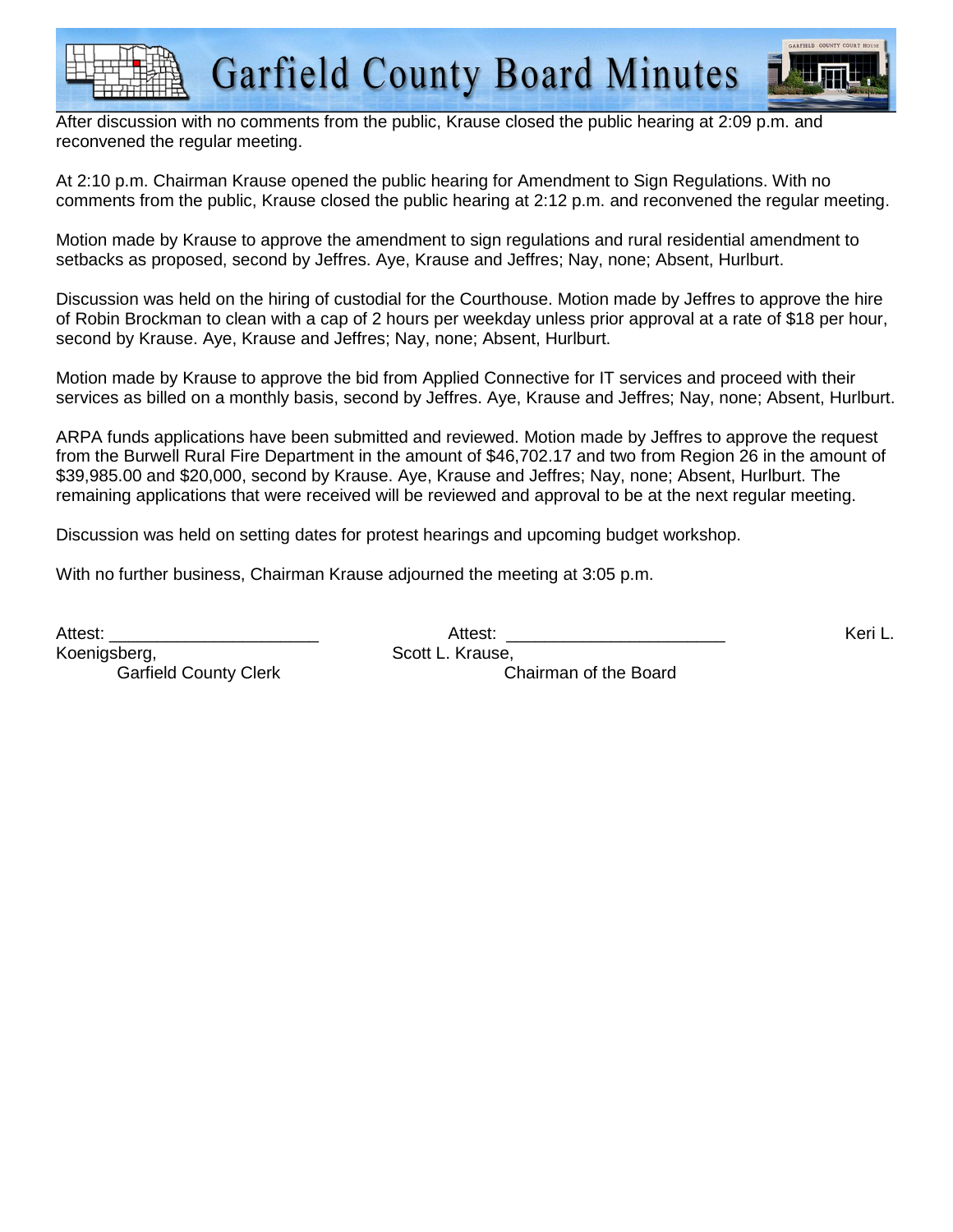After discussion with no comments from the public, Krause closed the public hearing at 2:09 p.m. and reconvened the regular meeting.

At 2:10 p.m. Chairman Krause opened the public hearing for Amendment to Sign Regulations. With no comments from the public, Krause closed the public hearing at 2:12 p.m. and reconvened the regular meeting.

Motion made by Krause to approve the amendment to sign regulations and rural residential amendment to setbacks as proposed, second by Jeffres. Aye, Krause and Jeffres; Nay, none; Absent, Hurlburt.

Discussion was held on the hiring of custodial for the Courthouse. Motion made by Jeffres to approve the hire of Robin Brockman to clean with a cap of 2 hours per weekday unless prior approval at a rate of $18 per hour, second by Krause. Aye, Krause and Jeffres; Nay, none; Absent, Hurlburt.

Motion made by Krause to approve the bid from Applied Connective for IT services and proceed with their services as billed on a monthly basis, second by Jeffres. Aye, Krause and Jeffres; Nay, none; Absent, Hurlburt.

ARPA funds applications have been submitted and reviewed. Motion made by Jeffres to approve the request from the Burwell Rural Fire Department in the amount of $46,702.17 and two from Region 26 in the amount of $39,985.00 and $20,000, second by Krause. Aye, Krause and Jeffres; Nay, none; Absent, Hurlburt. The remaining applications that were received will be reviewed and approval to be at the next regular meeting.

Discussion was held on setting dates for protest hearings and upcoming budget workshop.

With no further business, Chairman Krause adjourned the meeting at 3:05 p.m.

Attest: ______________________ Keri L. Koenigsberg,
Garfield County Clerk

Attest: ______________________ Scott L. Krause,
Chairman of the Board